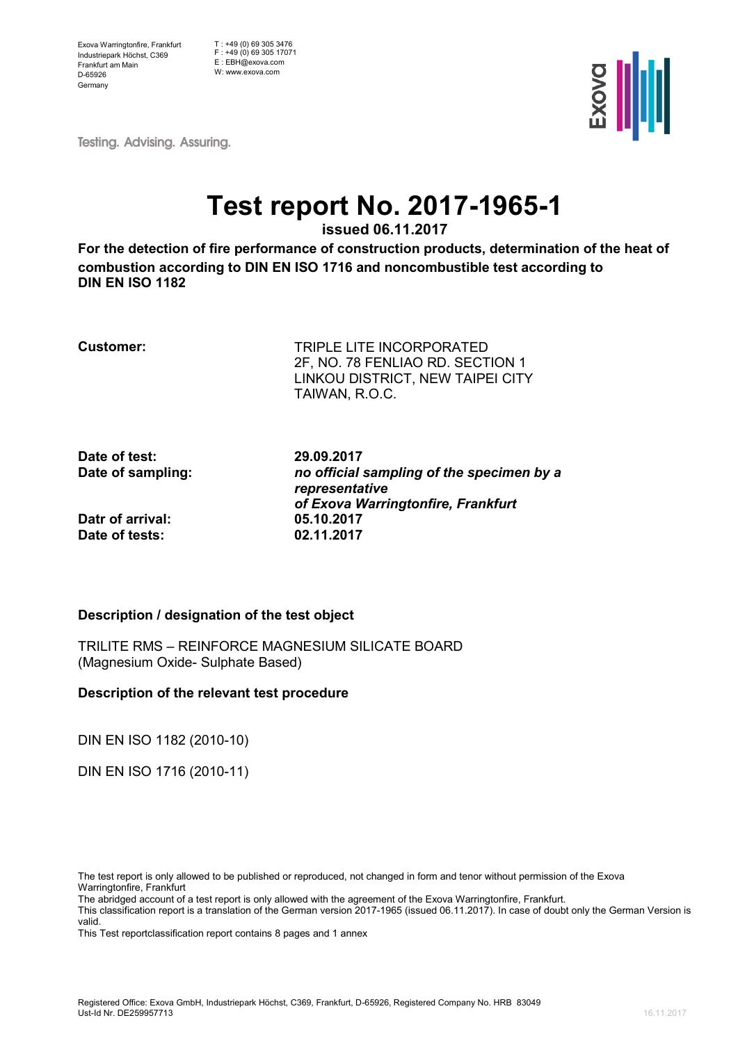Exova Warringtonfire, Frankfurt
Industriepark Höchst, C369
Frankfurt am Main
D-65926
Germany

T : +49 (0) 69 305 3476
F : +49 (0) 69 305 17071
E : EBH@exova.com
W: www.exova.com

Testing. Advising. Assuring.

# Test report No. 2017-1965-1

**issued 06.11.2017**

**For the detection of fire performance of construction products, determination of the heat of combustion according to DIN EN ISO 1716 and noncombustible test according to DIN EN ISO 1182**

**Customer:** TRIPLE LITE INCORPORATED
2F, NO. 78 FENLIAO RD. SECTION 1
LINKOU DISTRICT, NEW TAIPEI CITY
TAIWAN, R.O.C.

**Date of test:** **29.09.2017**

**Date of sampling:** ***no official sampling of the specimen by a representative of Exova Warringtonfire, Frankfurt***

**Datr of arrival:** **05.10.2017**

**Date of tests:** **02.11.2017**

**Description / designation of the test object**

TRILITE RMS – REINFORCE MAGNESIUM SILICATE BOARD
(Magnesium Oxide- Sulphate Based)

**Description of the relevant test procedure**

DIN EN ISO 1182 (2010-10)

DIN EN ISO 1716 (2010-11)

The test report is only allowed to be published or reproduced, not changed in form and tenor without permission of the Exova Warringtonfire, Frankfurt
The abridged account of a test report is only allowed with the agreement of the Exova Warringtonfire, Frankfurt.
This classification report is a translation of the German version 2017-1965 (issued 06.11.2017). In case of doubt only the German Version is valid.
This Test reportclassification report contains 8 pages and 1 annex

Registered Office: Exova GmbH, Industriepark Höchst, C369, Frankfurt, D-65926, Registered Company No. HRB 83049
Ust-Id Nr. DE259957713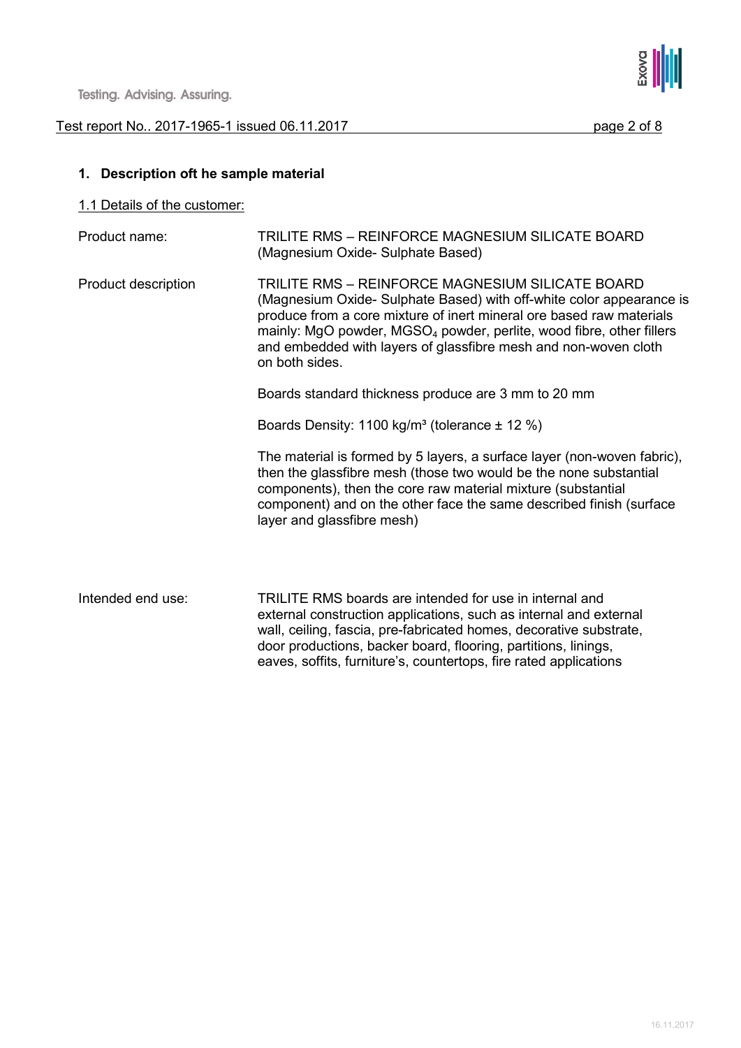## 1. Description oft he sample material

1.1 Details of the customer:

| | |
|---|---|
| Product name: | TRILITE RMS – REINFORCE MAGNESIUM SILICATE BOARD (Magnesium Oxide- Sulphate Based) |
| Product description | TRILITE RMS – REINFORCE MAGNESIUM SILICATE BOARD (Magnesium Oxide- Sulphate Based) with off-white color appearance is produce from a core mixture of inert mineral ore based raw materials mainly: MgO powder, $MGSO_4$ powder, perlite, wood fibre, other fillers and embedded with layers of glassfibre mesh and non-woven cloth on both sides.<br><br>Boards standard thickness produce are 3 mm to 20 mm<br><br>Boards Density: 1100 kg/m³ (tolerance ± 12 %)<br><br>The material is formed by 5 layers, a surface layer (non-woven fabric), then the glassfibre mesh (those two would be the none substantial components), then the core raw material mixture (substantial component) and on the other face the same described finish (surface layer and glassfibre mesh) |
| Intended end use: | TRILITE RMS boards are intended for use in internal and external construction applications, such as internal and external wall, ceiling, fascia, pre-fabricated homes, decorative substrate, door productions, backer board, flooring, partitions, linings, eaves, soffits, furniture's, countertops, fire rated applications |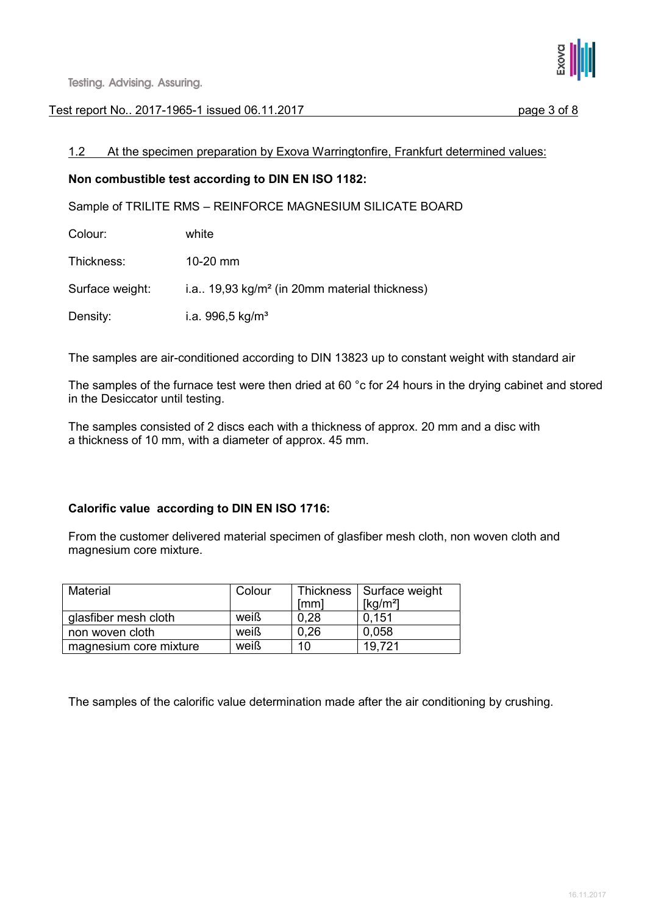## 1.2 At the specimen preparation by Exova Warringtonfire, Frankfurt determined values:

**Non combustible test according to DIN EN ISO 1182:**

Sample of TRILITE RMS – REINFORCE MAGNESIUM SILICATE BOARD

Colour: white

Thickness: 10-20 mm

Surface weight: i.a.. 19,93 kg/m² (in 20mm material thickness)

Density: i.a. 996,5 kg/m³

The samples are air-conditioned according to DIN 13823 up to constant weight with standard air

The samples of the furnace test were then dried at 60 °c for 24 hours in the drying cabinet and stored in the Desiccator until testing.

The samples consisted of 2 discs each with a thickness of approx. 20 mm and a disc with a thickness of 10 mm, with a diameter of approx. 45 mm.

**Calorific value according to DIN EN ISO 1716:**

From the customer delivered material specimen of glasfiber mesh cloth, non woven cloth and magnesium core mixture.

| Material | Colour | Thickness [mm] | Surface weight [kg/m²] |
|---|---|---|---|
| glasfiber mesh cloth | weiß | 0,28 | 0,151 |
| non woven cloth | weiß | 0,26 | 0,058 |
| magnesium core mixture | weiß | 10 | 19,721 |

The samples of the calorific value determination made after the air conditioning by crushing.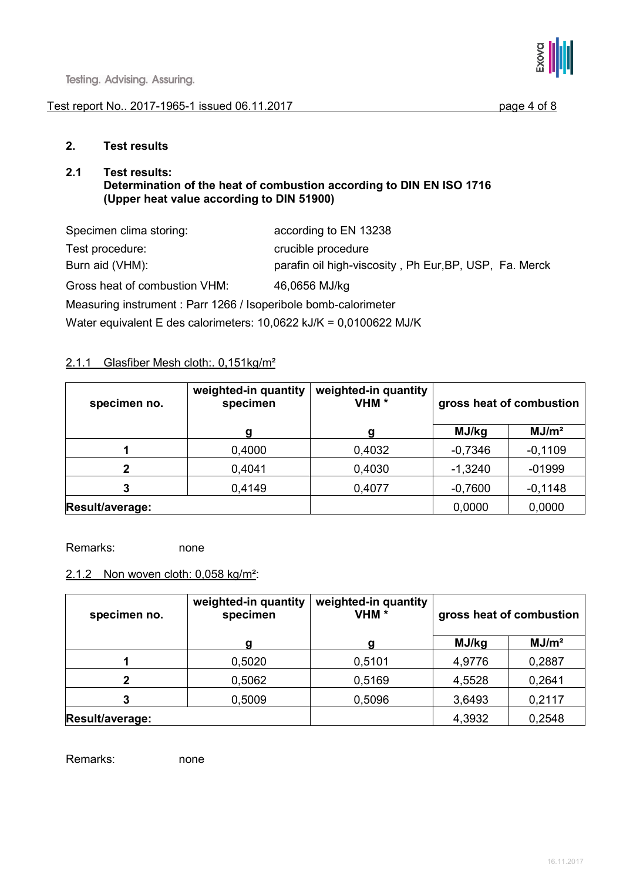## 2. Test results

### 2.1 Test results: Determination of the heat of combustion according to DIN EN ISO 1716 (Upper heat value according to DIN 51900)

Specimen clima storing: according to EN 13238

Test procedure: crucible procedure

Burn aid (VHM): parafin oil high-viscosity , Ph Eur,BP, USP, Fa. Merck

Gross heat of combustion VHM: 46,0656 MJ/kg

Measuring instrument : Parr 1266 / Isoperibole bomb-calorimeter

Water equivalent E des calorimeters: 10,0622 kJ/K = 0,0100622 MJ/K

#### 2.1.1 Glasfiber Mesh cloth:. 0,151kg/m²

| specimen no. | weighted-in quantity specimen | weighted-in quantity VHM * | gross heat of combustion | |
|---|---|---|---|---|
| | g | g | MJ/kg | MJ/m² |
| 1 | 0,4000 | 0,4032 | -0,7346 | -0,1109 |
| 2 | 0,4041 | 0,4030 | -1,3240 | -01999 |
| 3 | 0,4149 | 0,4077 | -0,7600 | -0,1148 |
| **Result/average:** | | | 0,0000 | 0,0000 |

Remarks: none

#### 2.1.2 Non woven cloth: 0,058 kg/m²:

| specimen no. | weighted-in quantity specimen | weighted-in quantity VHM * | gross heat of combustion | |
|---|---|---|---|---|
| | g | g | MJ/kg | MJ/m² |
| 1 | 0,5020 | 0,5101 | 4,9776 | 0,2887 |
| 2 | 0,5062 | 0,5169 | 4,5528 | 0,2641 |
| 3 | 0,5009 | 0,5096 | 3,6493 | 0,2117 |
| **Result/average:** | | | 4,3932 | 0,2548 |

Remarks: none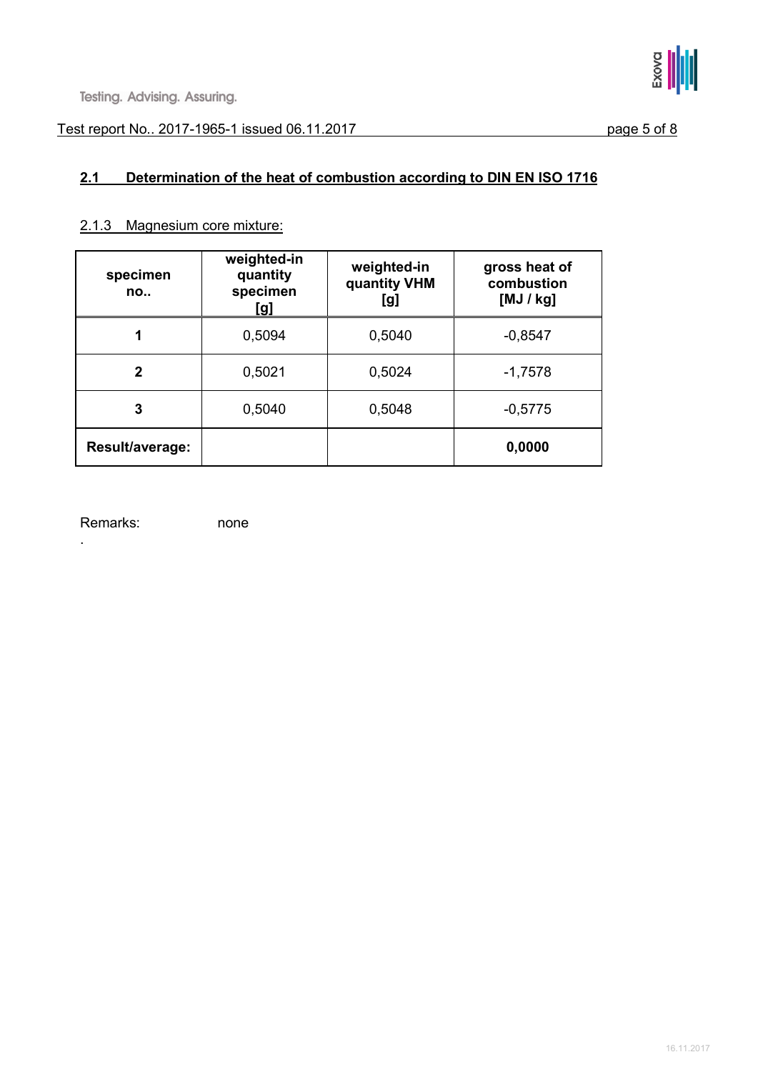## 2.1 Determination of the heat of combustion according to DIN EN ISO 1716

### 2.1.3 Magnesium core mixture:

| specimen no.. | weighted-in quantity specimen [g] | weighted-in quantity VHM [g] | gross heat of combustion [MJ / kg] |
|---|---|---|---|
| **1** | 0,5094 | 0,5040 | -0,8547 |
| **2** | 0,5021 | 0,5024 | -1,7578 |
| **3** | 0,5040 | 0,5048 | -0,5775 |
| **Result/average:** | | | **0,0000** |

Remarks: none

.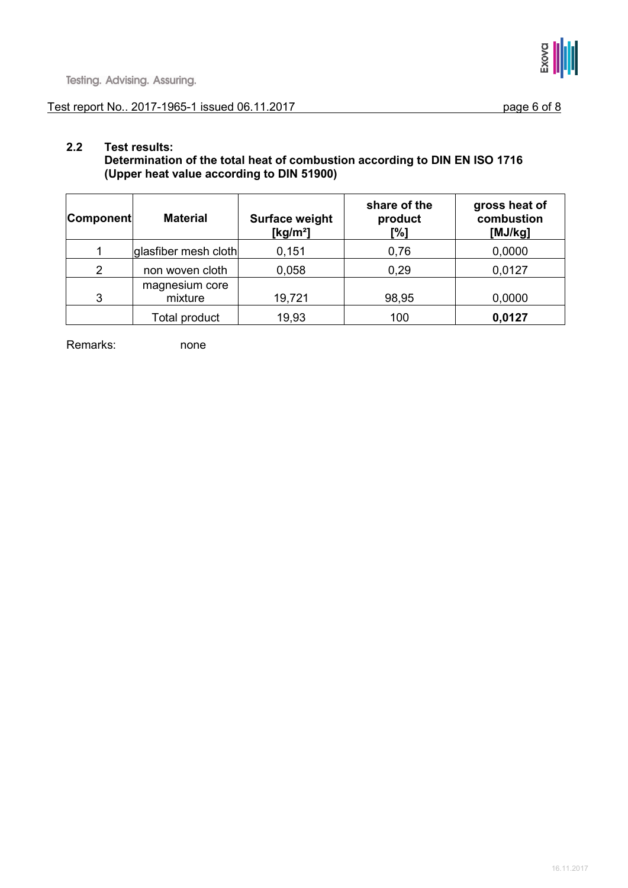## 2.2 Test results: Determination of the total heat of combustion according to DIN EN ISO 1716 (Upper heat value according to DIN 51900)

| Component | Material | Surface weight [kg/m²] | share of the product [%] | gross heat of combustion [MJ/kg] |
|---|---|---|---|---|
| 1 | glasfiber mesh cloth | 0,151 | 0,76 | 0,0000 |
| 2 | non woven cloth | 0,058 | 0,29 | 0,0127 |
| 3 | magnesium core mixture | 19,721 | 98,95 | 0,0000 |
| | Total product | 19,93 | 100 | **0,0127** |

Remarks: none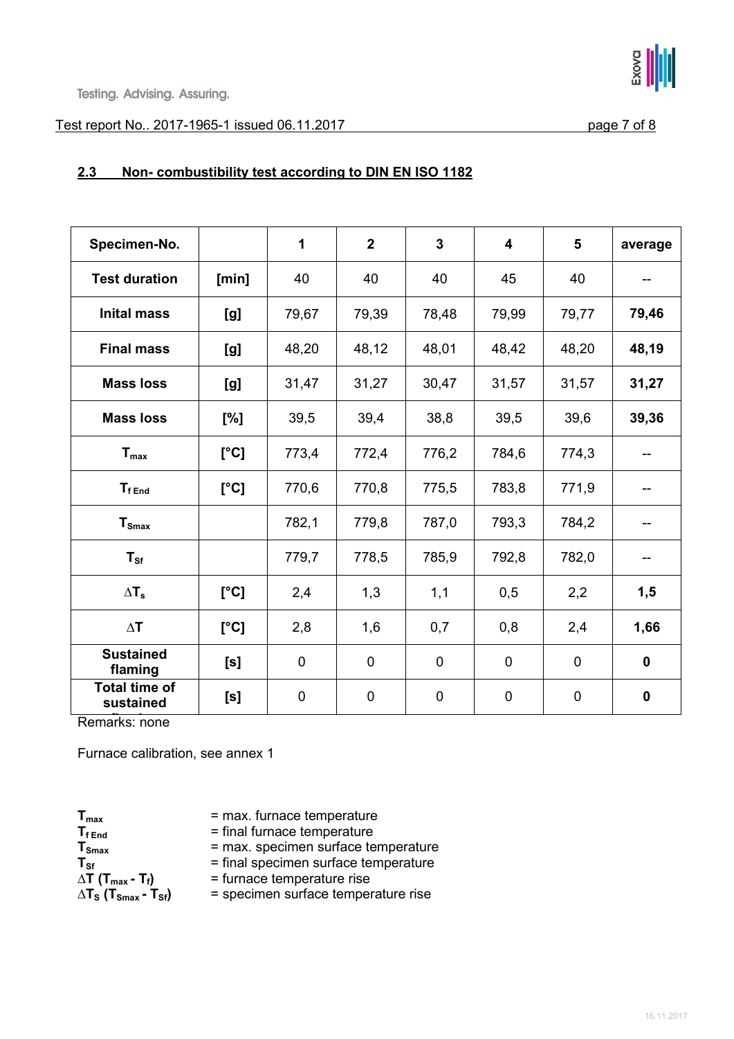## 2.3 Non- combustibility test according to DIN EN ISO 1182

| Specimen-No. | | 1 | 2 | 3 | 4 | 5 | average |
|---|---|---|---|---|---|---|---|
| **Test duration** | **[min]** | 40 | 40 | 40 | 45 | 40 | -- |
| **Inital mass** | **[g]** | 79,67 | 79,39 | 78,48 | 79,99 | 79,77 | **79,46** |
| **Final mass** | **[g]** | 48,20 | 48,12 | 48,01 | 48,42 | 48,20 | **48,19** |
| **Mass loss** | **[g]** | 31,47 | 31,27 | 30,47 | 31,57 | 31,57 | **31,27** |
| **Mass loss** | **[%]** | 39,5 | 39,4 | 38,8 | 39,5 | 39,6 | **39,36** |
| $T_{max}$ | **[°C]** | 773,4 | 772,4 | 776,2 | 784,6 | 774,3 | -- |
| $T_{f\ End}$ | **[°C]** | 770,6 | 770,8 | 775,5 | 783,8 | 771,9 | -- |
| $T_{Smax}$ | | 782,1 | 779,8 | 787,0 | 793,3 | 784,2 | -- |
| $T_{Sf}$ | | 779,7 | 778,5 | 785,9 | 792,8 | 782,0 | -- |
| $\Delta T_s$ | **[°C]** | 2,4 | 1,3 | 1,1 | 0,5 | 2,2 | **1,5** |
| $\Delta T$ | **[°C]** | 2,8 | 1,6 | 0,7 | 0,8 | 2,4 | **1,66** |
| **Sustained flaming** | **[s]** | 0 | 0 | 0 | 0 | 0 | **0** |
| **Total time of sustained flaming** | **[s]** | 0 | 0 | 0 | 0 | 0 | **0** |

Remarks: none

Furnace calibration, see annex 1

| | |
|---|---|
| $T_{max}$ | = max. furnace temperature |
| $T_{f\ End}$ | = final furnace temperature |
| $T_{Smax}$ | = max. specimen surface temperature |
| $T_{Sf}$ | = final specimen surface temperature |
| $\Delta T$ ($T_{max}$ - $T_f$) | = furnace temperature rise |
| $\Delta T_S$ ($T_{Smax}$ - $T_{Sf}$) | = specimen surface temperature rise |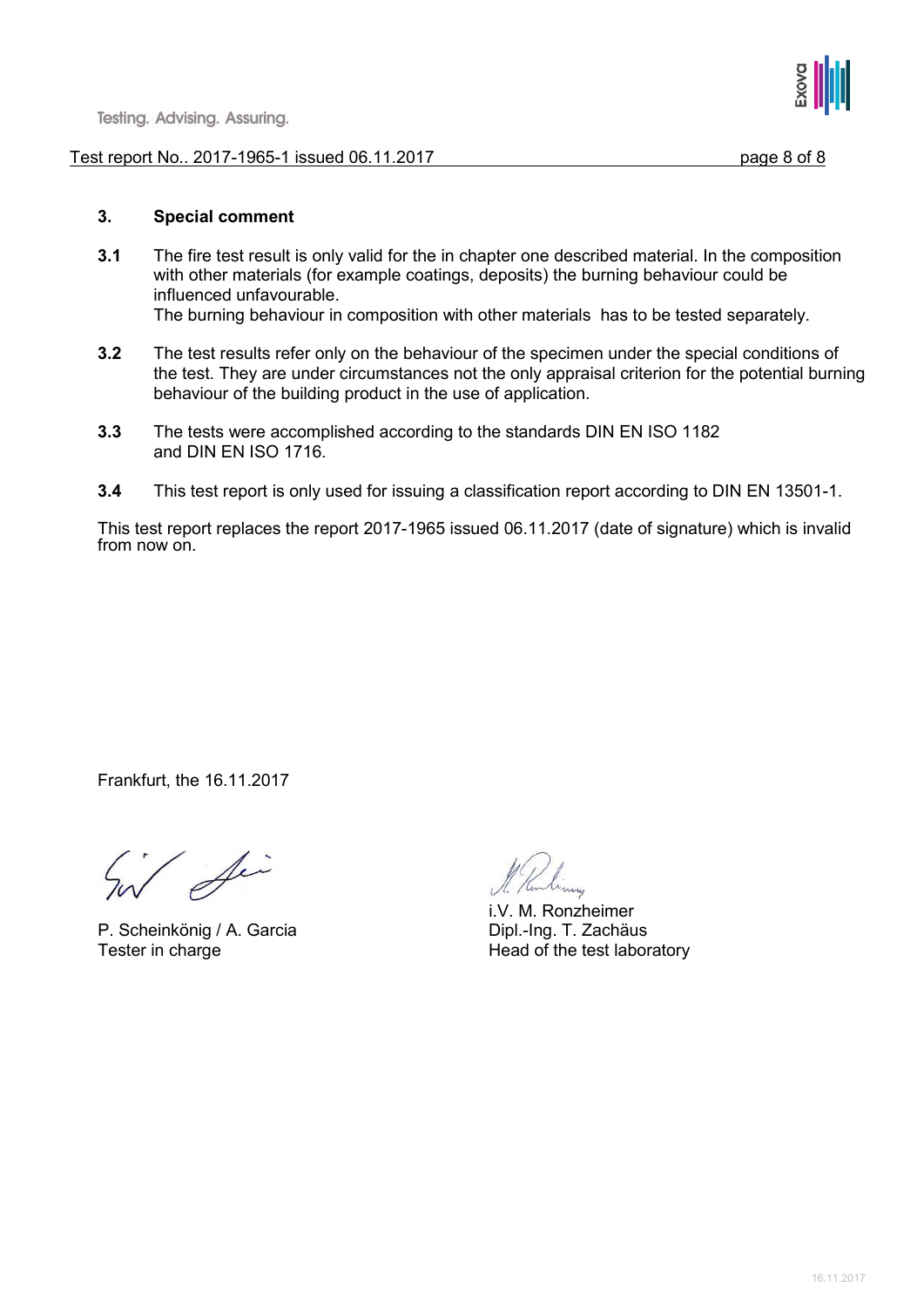## 3. Special comment

**3.1** The fire test result is only valid for the in chapter one described material. In the composition with other materials (for example coatings, deposits) the burning behaviour could be influenced unfavourable.
The burning behaviour in composition with other materials has to be tested separately.

**3.2** The test results refer only on the behaviour of the specimen under the special conditions of the test. They are under circumstances not the only appraisal criterion for the potential burning behaviour of the building product in the use of application.

**3.3** The tests were accomplished according to the standards DIN EN ISO 1182 and DIN EN ISO 1716.

**3.4** This test report is only used for issuing a classification report according to DIN EN 13501-1.

This test report replaces the report 2017-1965 issued 06.11.2017 (date of signature) which is invalid from now on.

Frankfurt, the 16.11.2017

P. Scheinkönig / A. Garcia
Tester in charge

i.V. M. Ronzheimer
Dipl.-Ing. T. Zachäus
Head of the test laboratory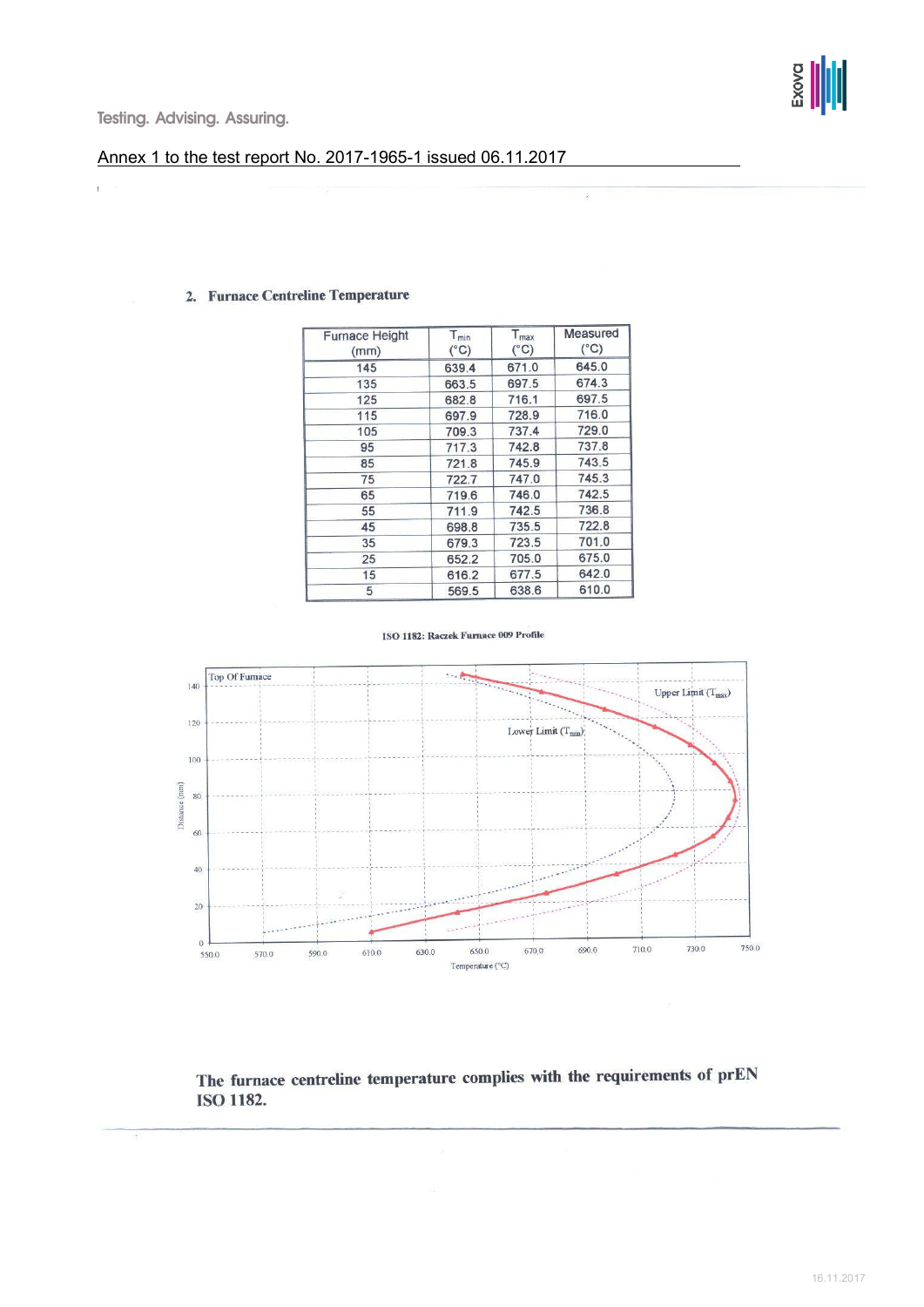Annex 1 to the test report No. 2017-1965-1 issued 06.11.2017

## 2. Furnace Centreline Temperature

| Furnace Height (mm) | $T_{min}$ (°C) | $T_{max}$ (°C) | Measured (°C) |
|---|---|---|---|
| 145 | 639.4 | 671.0 | 645.0 |
| 135 | 663.5 | 697.5 | 674.3 |
| 125 | 682.8 | 716.1 | 697.5 |
| 115 | 697.9 | 728.9 | 716.0 |
| 105 | 709.3 | 737.4 | 729.0 |
| 95 | 717.3 | 742.8 | 737.8 |
| 85 | 721.8 | 745.9 | 743.5 |
| 75 | 722.7 | 747.0 | 745.3 |
| 65 | 719.6 | 746.0 | 742.5 |
| 55 | 711.9 | 742.5 | 736.8 |
| 45 | 698.8 | 735.5 | 722.8 |
| 35 | 679.3 | 723.5 | 701.0 |
| 25 | 652.2 | 705.0 | 675.0 |
| 15 | 616.2 | 677.5 | 642.0 |
| 5 | 569.5 | 638.6 | 610.0 |

ISO 1182: Raczek Furnace 009 Profile

Top Of Furnace

Upper Limit ($T_{max}$)

Lower Limit ($T_{min}$)

Distance (mm)

0
20
40
60
80
100
120
140

550.0 570.0 590.0 610.0 630.0 650.0 670.0 690.0 710.0 730.0 750.0

Temperature (°C)

**The furnace centreline temperature complies with the requirements of prEN ISO 1182.**